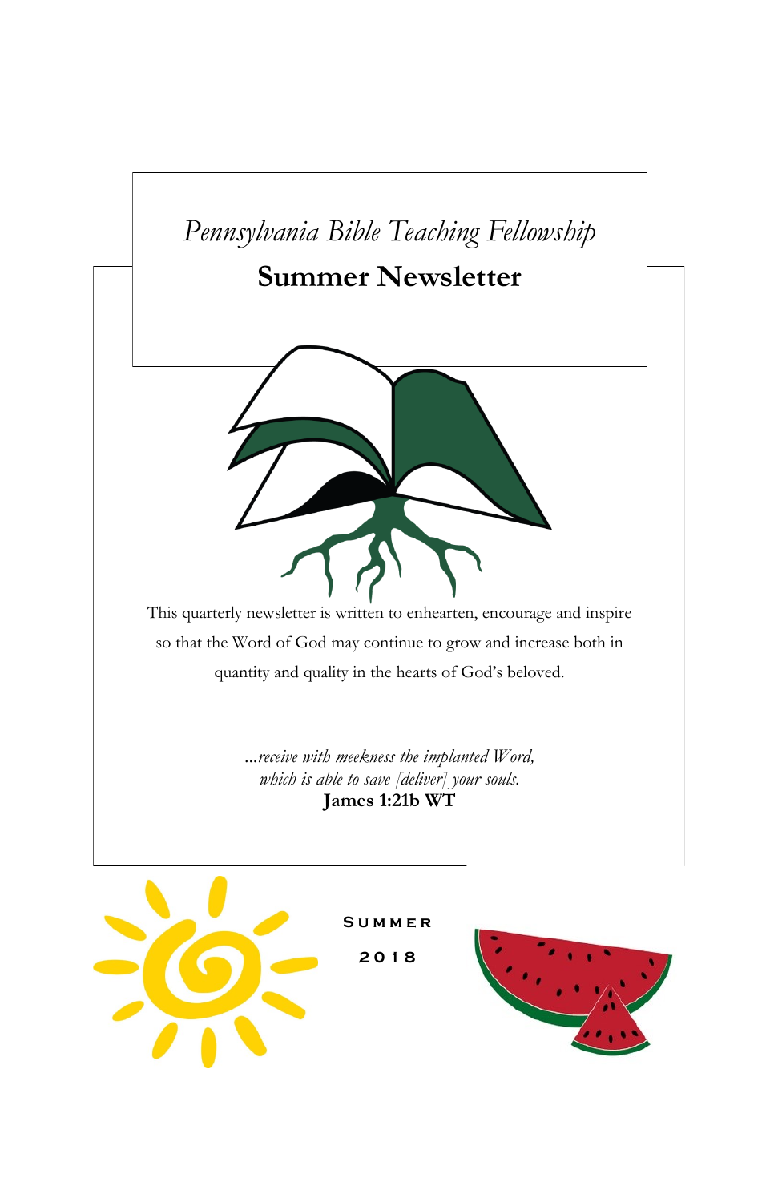*Pennsylvania Bible Teaching Fellowship*

# Summer Newsletter

This quarterly newsletter is written to enhearten, encourage and inspire so that the Word of God may continue to grow and increase both in quantity and quality in the hearts of God's beloved.

*...receive with meekness the implanted Word,*
*which is able to save [deliver] your souls.*
**James 1:21b WT**

Summer

2018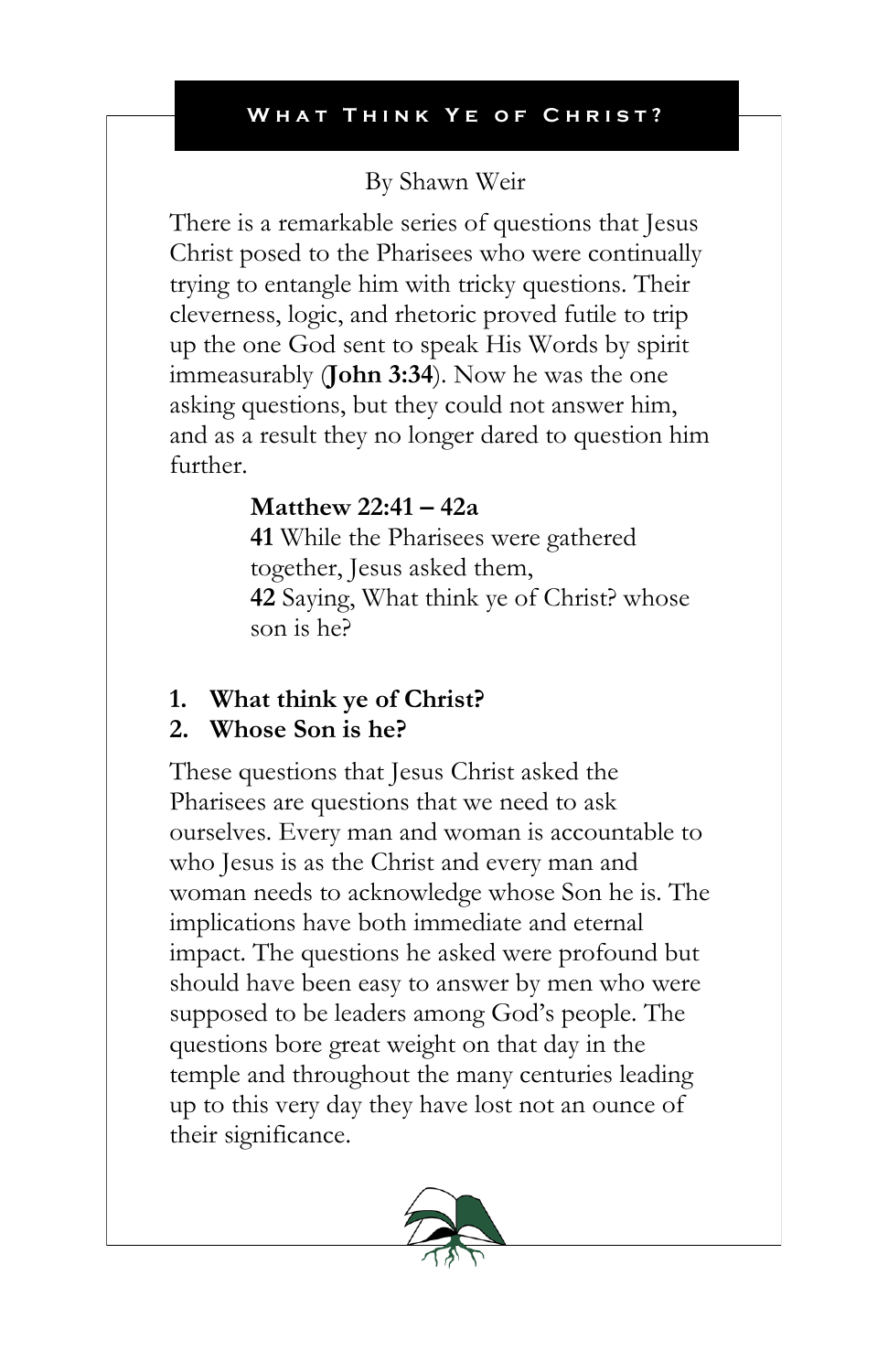# What Think Ye of Christ?

By Shawn Weir

There is a remarkable series of questions that Jesus Christ posed to the Pharisees who were continually trying to entangle him with tricky questions. Their cleverness, logic, and rhetoric proved futile to trip up the one God sent to speak His Words by spirit immeasurably (**John 3:34**). Now he was the one asking questions, but they could not answer him, and as a result they no longer dared to question him further.

> **Matthew 22:41 – 42a**
> **41** While the Pharisees were gathered together, Jesus asked them,
> **42** Saying, What think ye of Christ? whose son is he?

1. **What think ye of Christ?**
2. **Whose Son is he?**

These questions that Jesus Christ asked the Pharisees are questions that we need to ask ourselves. Every man and woman is accountable to who Jesus is as the Christ and every man and woman needs to acknowledge whose Son he is. The implications have both immediate and eternal impact. The questions he asked were profound but should have been easy to answer by men who were supposed to be leaders among God's people. The questions bore great weight on that day in the temple and throughout the many centuries leading up to this very day they have lost not an ounce of their significance.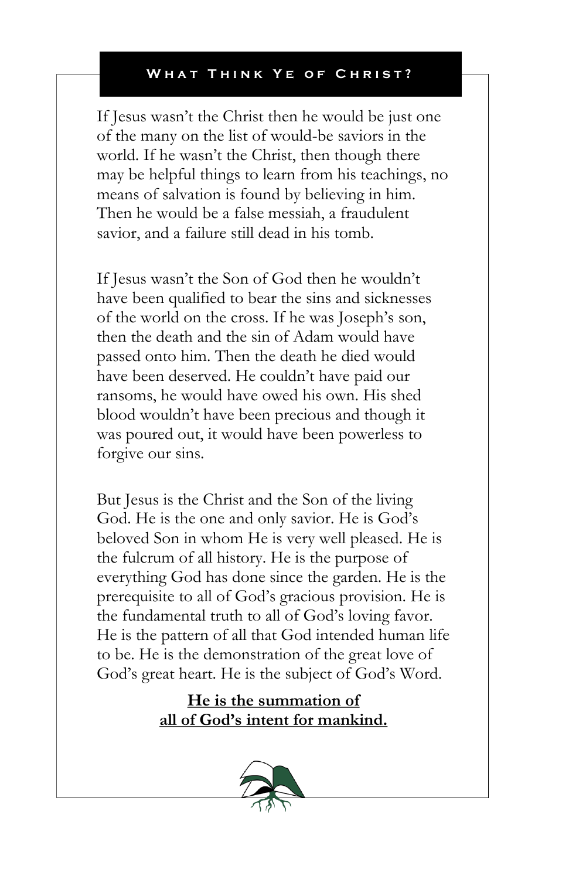## What Think Ye of Christ?

If Jesus wasn't the Christ then he would be just one of the many on the list of would-be saviors in the world. If he wasn't the Christ, then though there may be helpful things to learn from his teachings, no means of salvation is found by believing in him. Then he would be a false messiah, a fraudulent savior, and a failure still dead in his tomb.

If Jesus wasn't the Son of God then he wouldn't have been qualified to bear the sins and sicknesses of the world on the cross. If he was Joseph's son, then the death and the sin of Adam would have passed onto him. Then the death he died would have been deserved. He couldn't have paid our ransoms, he would have owed his own. His shed blood wouldn't have been precious and though it was poured out, it would have been powerless to forgive our sins.

But Jesus is the Christ and the Son of the living God. He is the one and only savior. He is God's beloved Son in whom He is very well pleased. He is the fulcrum of all history. He is the purpose of everything God has done since the garden. He is the prerequisite to all of God's gracious provision. He is the fundamental truth to all of God's loving favor. He is the pattern of all that God intended human life to be. He is the demonstration of the great love of God's great heart. He is the subject of God's Word.

**He is the summation of all of God's intent for mankind.**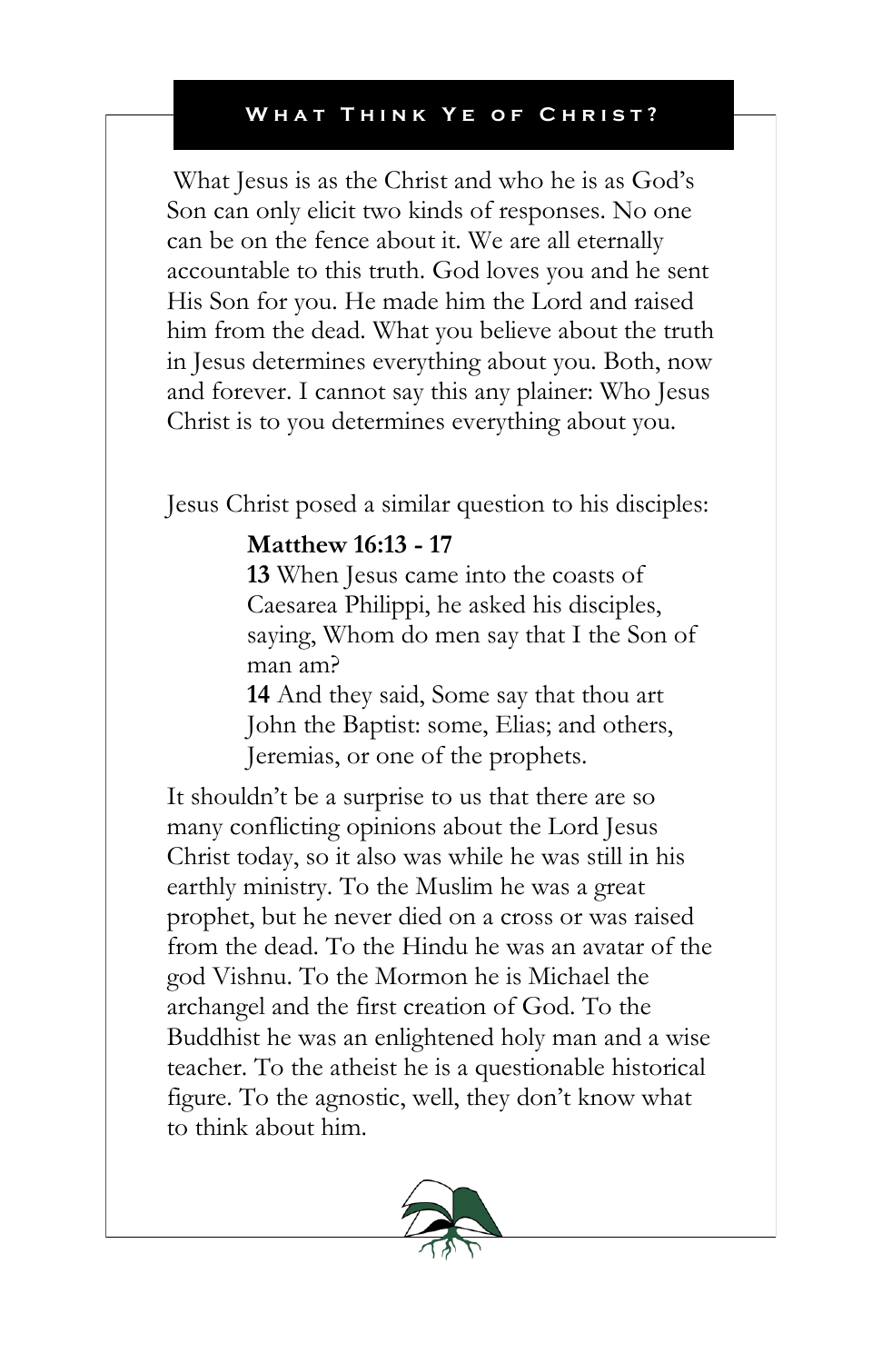## What Think Ye of Christ?

What Jesus is as the Christ and who he is as God's Son can only elicit two kinds of responses. No one can be on the fence about it. We are all eternally accountable to this truth. God loves you and he sent His Son for you. He made him the Lord and raised him from the dead. What you believe about the truth in Jesus determines everything about you. Both, now and forever. I cannot say this any plainer: Who Jesus Christ is to you determines everything about you.

Jesus Christ posed a similar question to his disciples:

> **Matthew 16:13 - 17**
> **13** When Jesus came into the coasts of Caesarea Philippi, he asked his disciples, saying, Whom do men say that I the Son of man am?
> **14** And they said, Some say that thou art John the Baptist: some, Elias; and others, Jeremias, or one of the prophets.

It shouldn't be a surprise to us that there are so many conflicting opinions about the Lord Jesus Christ today, so it also was while he was still in his earthly ministry. To the Muslim he was a great prophet, but he never died on a cross or was raised from the dead. To the Hindu he was an avatar of the god Vishnu. To the Mormon he is Michael the archangel and the first creation of God. To the Buddhist he was an enlightened holy man and a wise teacher. To the atheist he is a questionable historical figure. To the agnostic, well, they don't know what to think about him.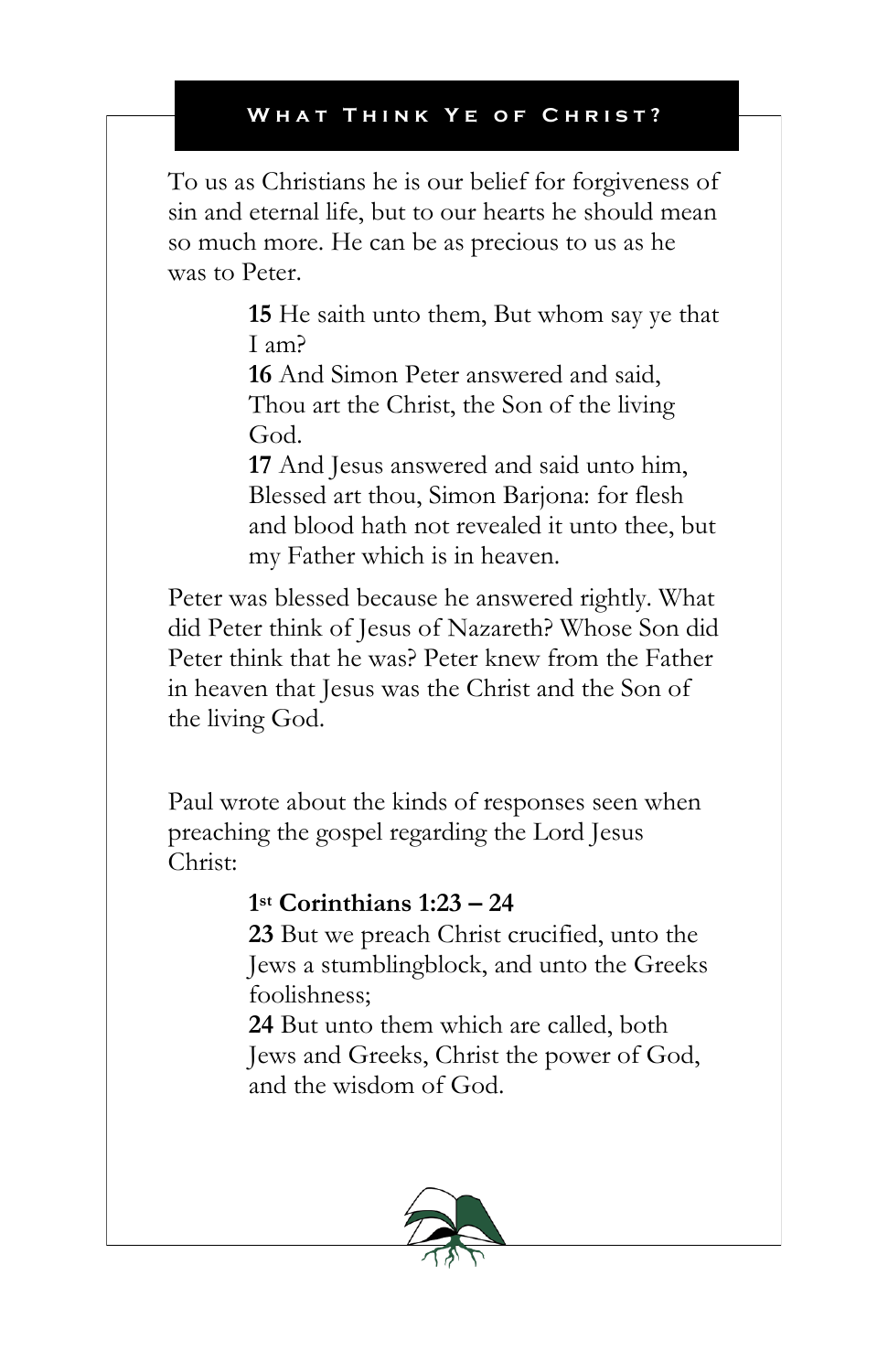To us as Christians he is our belief for forgiveness of sin and eternal life, but to our hearts he should mean so much more. He can be as precious to us as he was to Peter.

> **15** He saith unto them, But whom say ye that I am?
> **16** And Simon Peter answered and said, Thou art the Christ, the Son of the living God.
> **17** And Jesus answered and said unto him, Blessed art thou, Simon Barjona: for flesh and blood hath not revealed it unto thee, but my Father which is in heaven.

Peter was blessed because he answered rightly. What did Peter think of Jesus of Nazareth? Whose Son did Peter think that he was? Peter knew from the Father in heaven that Jesus was the Christ and the Son of the living God.

Paul wrote about the kinds of responses seen when preaching the gospel regarding the Lord Jesus Christ:

> **1st Corinthians 1:23 – 24**
> **23** But we preach Christ crucified, unto the Jews a stumblingblock, and unto the Greeks foolishness;
> **24** But unto them which are called, both Jews and Greeks, Christ the power of God, and the wisdom of God.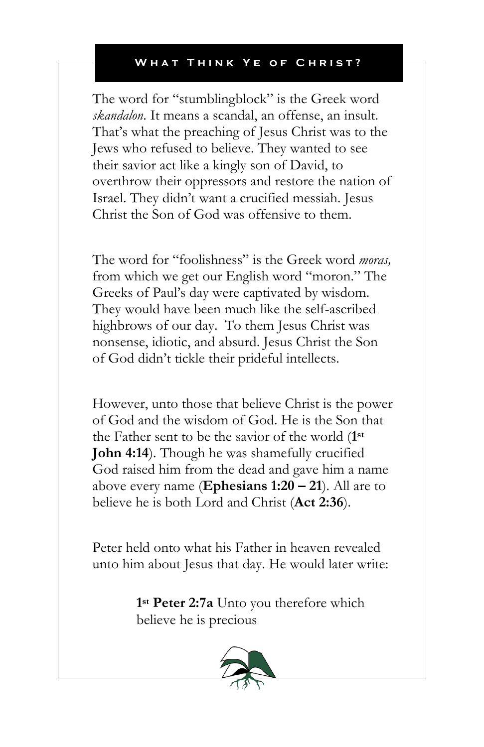The word for "stumblingblock" is the Greek word *skandalon*. It means a scandal, an offense, an insult. That's what the preaching of Jesus Christ was to the Jews who refused to believe. They wanted to see their savior act like a kingly son of David, to overthrow their oppressors and restore the nation of Israel. They didn't want a crucified messiah. Jesus Christ the Son of God was offensive to them.

The word for "foolishness" is the Greek word *moras,* from which we get our English word "moron." The Greeks of Paul's day were captivated by wisdom. They would have been much like the self-ascribed highbrows of our day. To them Jesus Christ was nonsense, idiotic, and absurd. Jesus Christ the Son of God didn't tickle their prideful intellects.

However, unto those that believe Christ is the power of God and the wisdom of God. He is the Son that the Father sent to be the savior of the world (**1st John 4:14**). Though he was shamefully crucified God raised him from the dead and gave him a name above every name (**Ephesians 1:20 – 21**). All are to believe he is both Lord and Christ (**Act 2:36**).

Peter held onto what his Father in heaven revealed unto him about Jesus that day. He would later write:

> **1st Peter 2:7a** Unto you therefore which believe he is precious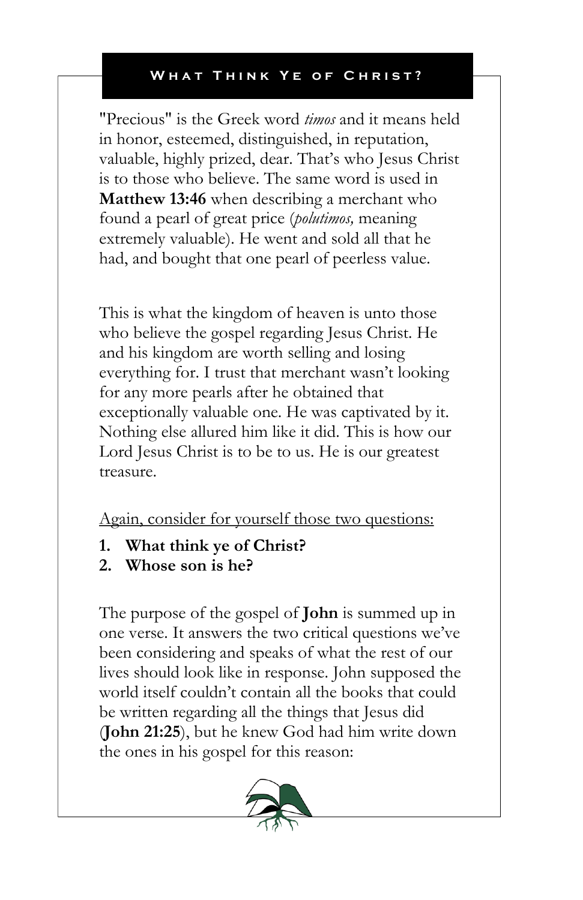"Precious" is the Greek word *timos* and it means held in honor, esteemed, distinguished, in reputation, valuable, highly prized, dear. That's who Jesus Christ is to those who believe. The same word is used in **Matthew 13:46** when describing a merchant who found a pearl of great price (*polutimos,* meaning extremely valuable). He went and sold all that he had, and bought that one pearl of peerless value.

This is what the kingdom of heaven is unto those who believe the gospel regarding Jesus Christ. He and his kingdom are worth selling and losing everything for. I trust that merchant wasn't looking for any more pearls after he obtained that exceptionally valuable one. He was captivated by it. Nothing else allured him like it did. This is how our Lord Jesus Christ is to be to us. He is our greatest treasure.

Again, consider for yourself those two questions:

1. **What think ye of Christ?**
2. **Whose son is he?**

The purpose of the gospel of **John** is summed up in one verse. It answers the two critical questions we've been considering and speaks of what the rest of our lives should look like in response. John supposed the world itself couldn't contain all the books that could be written regarding all the things that Jesus did (**John 21:25**), but he knew God had him write down the ones in his gospel for this reason: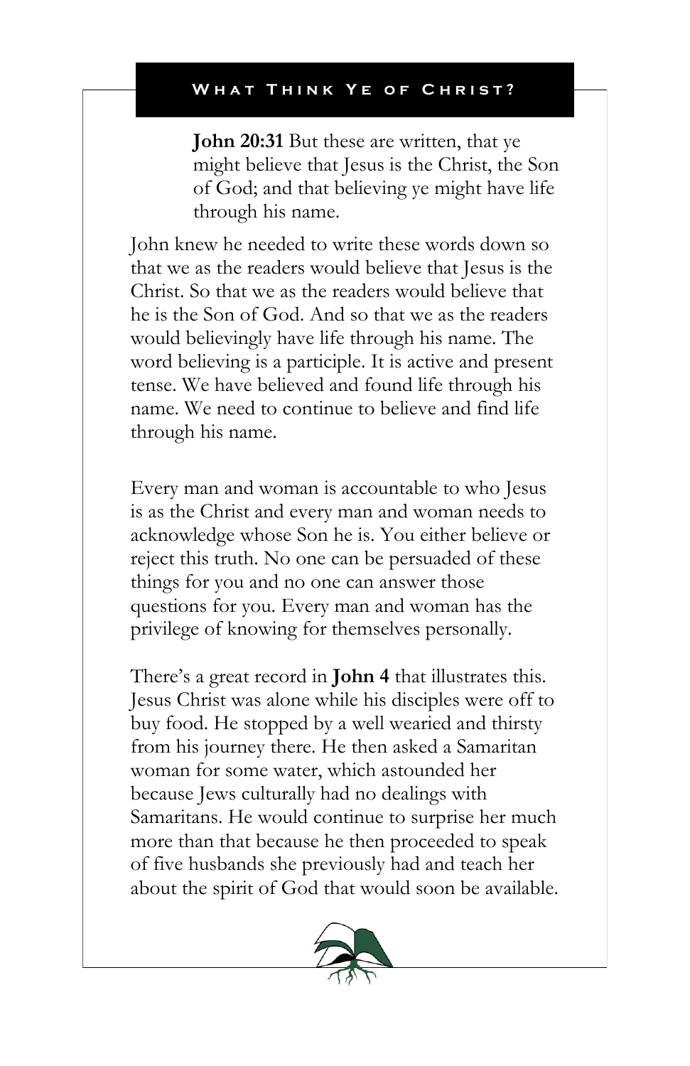**John 20:31** But these are written, that ye might believe that Jesus is the Christ, the Son of God; and that believing ye might have life through his name.

John knew he needed to write these words down so that we as the readers would believe that Jesus is the Christ. So that we as the readers would believe that he is the Son of God. And so that we as the readers would believingly have life through his name. The word believing is a participle. It is active and present tense. We have believed and found life through his name. We need to continue to believe and find life through his name.

Every man and woman is accountable to who Jesus is as the Christ and every man and woman needs to acknowledge whose Son he is. You either believe or reject this truth. No one can be persuaded of these things for you and no one can answer those questions for you. Every man and woman has the privilege of knowing for themselves personally.

There's a great record in **John 4** that illustrates this. Jesus Christ was alone while his disciples were off to buy food. He stopped by a well wearied and thirsty from his journey there. He then asked a Samaritan woman for some water, which astounded her because Jews culturally had no dealings with Samaritans. He would continue to surprise her much more than that because he then proceeded to speak of five husbands she previously had and teach her about the spirit of God that would soon be available.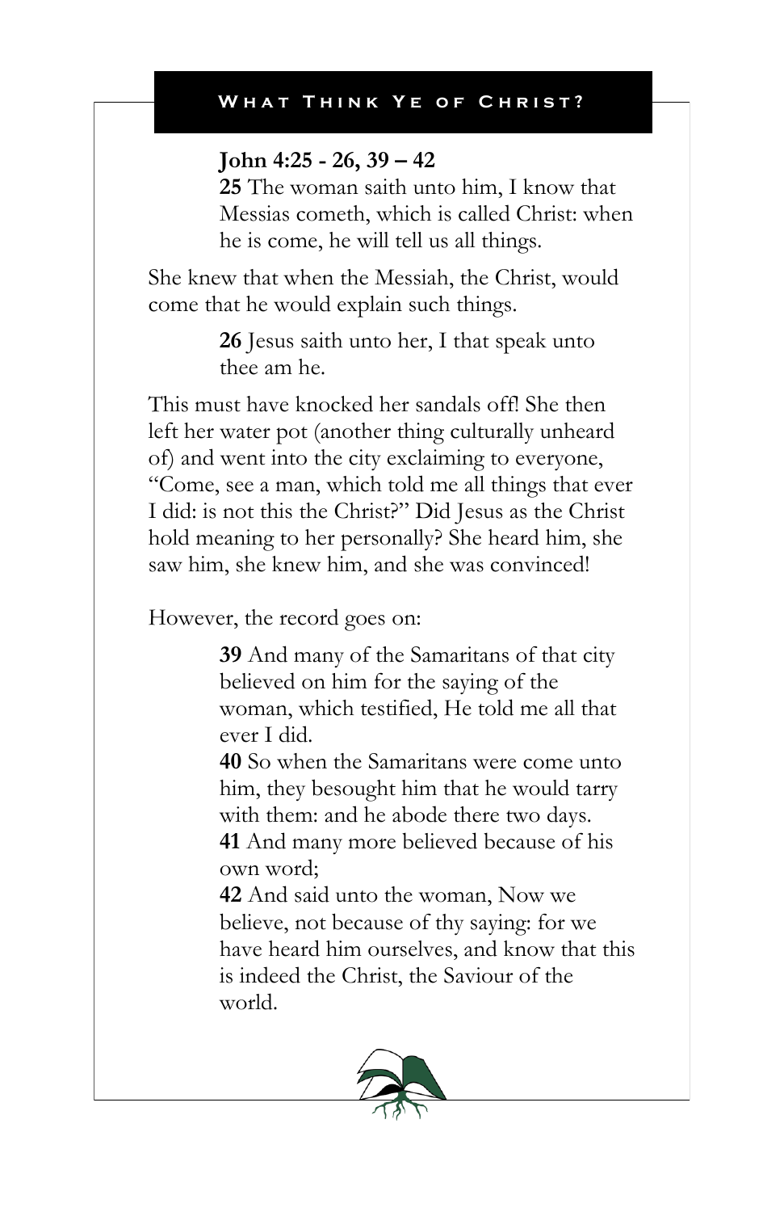**John 4:25 - 26, 39 – 42**

**25** The woman saith unto him, I know that Messias cometh, which is called Christ: when he is come, he will tell us all things.

She knew that when the Messiah, the Christ, would come that he would explain such things.

**26** Jesus saith unto her, I that speak unto thee am he.

This must have knocked her sandals off! She then left her water pot (another thing culturally unheard of) and went into the city exclaiming to everyone, "Come, see a man, which told me all things that ever I did: is not this the Christ?" Did Jesus as the Christ hold meaning to her personally? She heard him, she saw him, she knew him, and she was convinced!

However, the record goes on:

**39** And many of the Samaritans of that city believed on him for the saying of the woman, which testified, He told me all that ever I did.

**40** So when the Samaritans were come unto him, they besought him that he would tarry with them: and he abode there two days.

**41** And many more believed because of his own word;

**42** And said unto the woman, Now we believe, not because of thy saying: for we have heard him ourselves, and know that this is indeed the Christ, the Saviour of the world.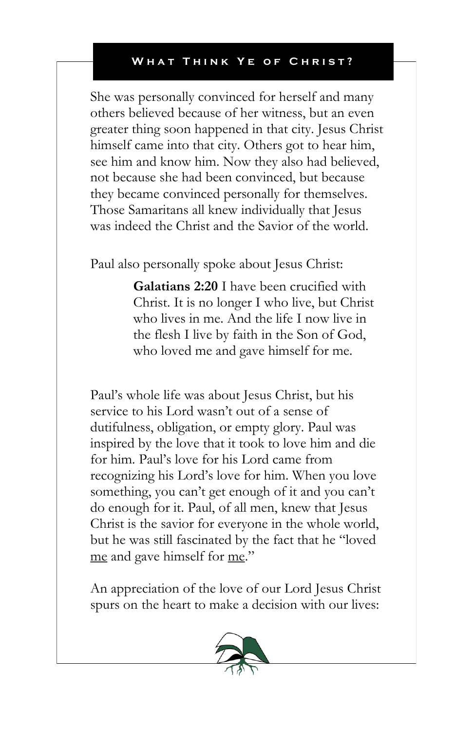She was personally convinced for herself and many others believed because of her witness, but an even greater thing soon happened in that city. Jesus Christ himself came into that city. Others got to hear him, see him and know him. Now they also had believed, not because she had been convinced, but because they became convinced personally for themselves. Those Samaritans all knew individually that Jesus was indeed the Christ and the Savior of the world.

Paul also personally spoke about Jesus Christ:

> **Galatians 2:20** I have been crucified with Christ. It is no longer I who live, but Christ who lives in me. And the life I now live in the flesh I live by faith in the Son of God, who loved me and gave himself for me.

Paul's whole life was about Jesus Christ, but his service to his Lord wasn't out of a sense of dutifulness, obligation, or empty glory. Paul was inspired by the love that it took to love him and die for him. Paul's love for his Lord came from recognizing his Lord's love for him. When you love something, you can't get enough of it and you can't do enough for it. Paul, of all men, knew that Jesus Christ is the savior for everyone in the whole world, but he was still fascinated by the fact that he "loved <u>me</u> and gave himself for <u>me</u>."

An appreciation of the love of our Lord Jesus Christ spurs on the heart to make a decision with our lives: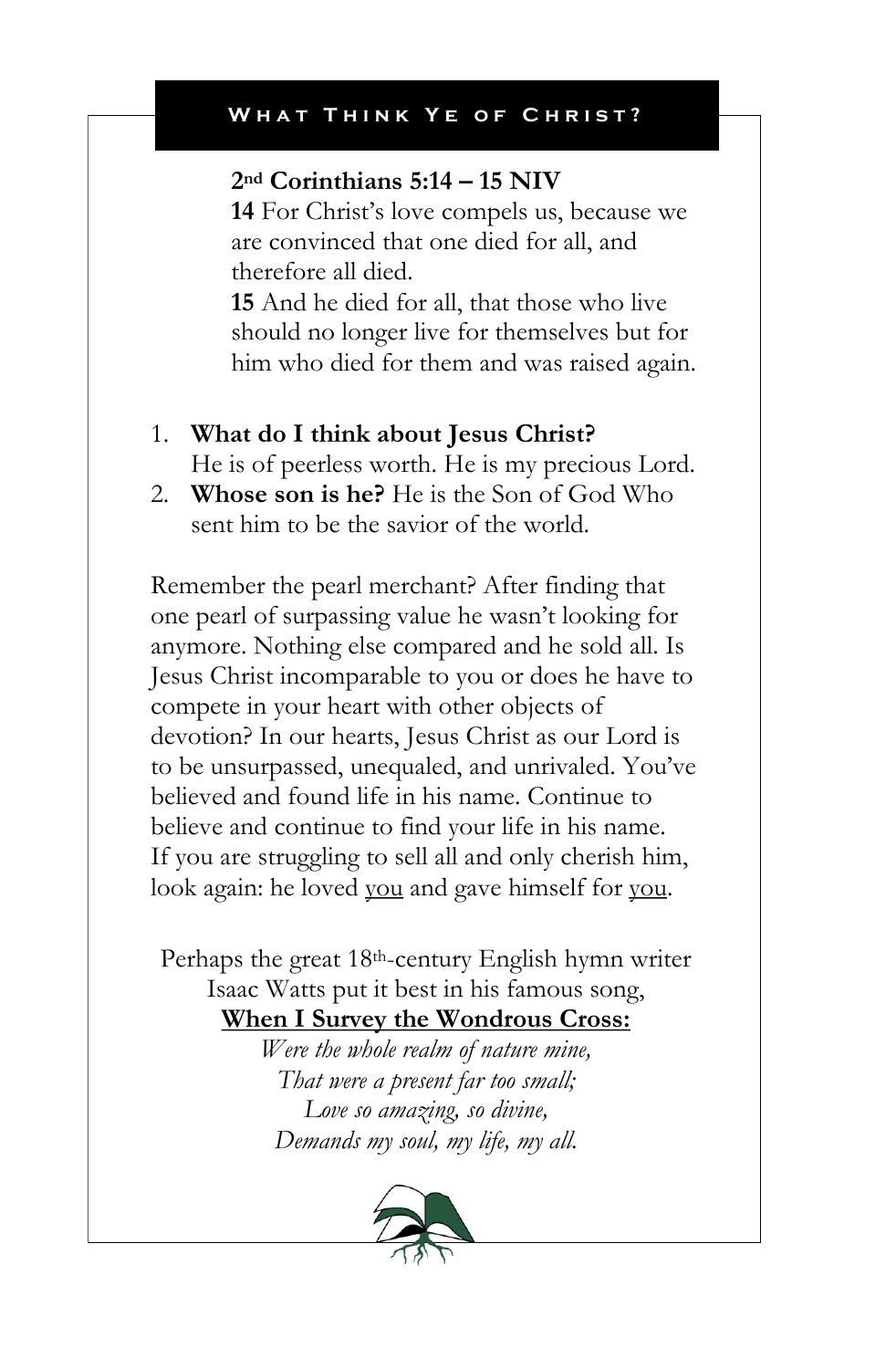## What Think Ye of Christ?

**2nd Corinthians 5:14 – 15 NIV**

**14** For Christ's love compels us, because we are convinced that one died for all, and therefore all died.

**15** And he died for all, that those who live should no longer live for themselves but for him who died for them and was raised again.

1. **What do I think about Jesus Christ?** He is of peerless worth. He is my precious Lord.
2. **Whose son is he?** He is the Son of God Who sent him to be the savior of the world.

Remember the pearl merchant? After finding that one pearl of surpassing value he wasn't looking for anymore. Nothing else compared and he sold all. Is Jesus Christ incomparable to you or does he have to compete in your heart with other objects of devotion? In our hearts, Jesus Christ as our Lord is to be unsurpassed, unequaled, and unrivaled. You've believed and found life in his name. Continue to believe and continue to find your life in his name. If you are struggling to sell all and only cherish him, look again: he loved <u>you</u> and gave himself for <u>you</u>.

Perhaps the great 18th-century English hymn writer Isaac Watts put it best in his famous song, **<u>When I Survey the Wondrous Cross:</u>**

*Were the whole realm of nature mine,*
*That were a present far too small;*
*Love so amazing, so divine,*
*Demands my soul, my life, my all.*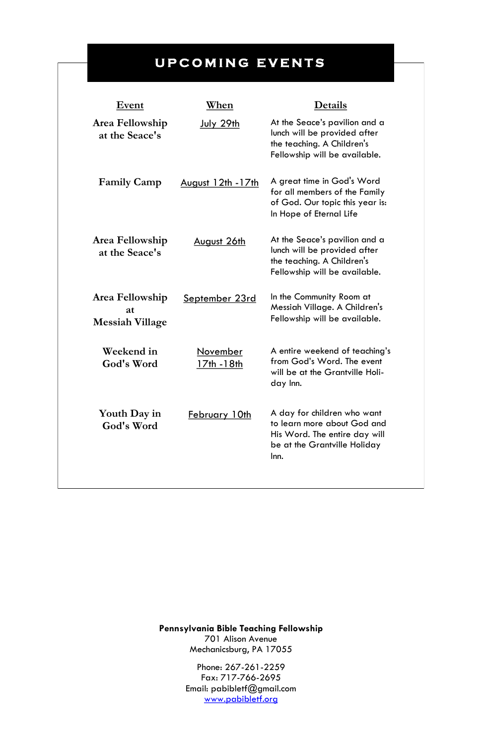## UPCOMING EVENTS

| Event | When | Details |
|---|---|---|
| Area Fellowship at the Seace's | July 29th | At the Seace's pavilion and a lunch will be provided after the teaching. A Children's Fellowship will be available. |
| Family Camp | August 12th -17th | A great time in God's Word for all members of the Family of God. Our topic this year is: In Hope of Eternal Life |
| Area Fellowship at the Seace's | August 26th | At the Seace's pavilion and a lunch will be provided after the teaching. A Children's Fellowship will be available. |
| Area Fellowship at Messiah Village | September 23rd | In the Community Room at Messiah Village. A Children's Fellowship will be available. |
| Weekend in God's Word | November 17th -18th | A entire weekend of teaching's from God's Word. The event will be at the Grantville Holiday Inn. |
| Youth Day in God's Word | February 10th | A day for children who want to learn more about God and His Word. The entire day will be at the Grantville Holiday Inn. |

**Pennsylvania Bible Teaching Fellowship**
701 Alison Avenue
Mechanicsburg, PA 17055

Phone: 267-261-2259
Fax: 717-766-2695
Email: pabibletf@gmail.com
www.pabibletf.org